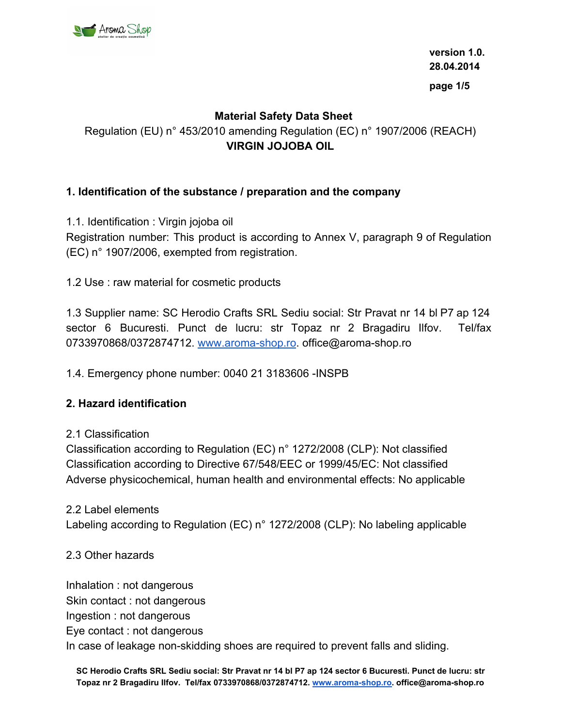version 1.0.
28.04.2014

# Material Safety Data Sheet

Regulation (EU) n° 453/2010 amending Regulation (EC) n° 1907/2006 (REACH)

**VIRGIN JOJOBA OIL**

## 1. Identification of the substance / preparation and the company

1.1. Identification : Virgin jojoba oil

Registration number: This product is according to Annex V, paragraph 9 of Regulation (EC) n° 1907/2006, exempted from registration.

1.2 Use : raw material for cosmetic products

1.3 Supplier name: SC Herodio Crafts SRL Sediu social: Str Pravat nr 14 bl P7 ap 124 sector 6 Bucuresti. Punct de lucru: str Topaz nr 2 Bragadiru Ilfov. Tel/fax 0733970868/0372874712. www.aroma-shop.ro. office@aroma-shop.ro

1.4. Emergency phone number: 0040 21 3183606 -INSPB

## 2. Hazard identification

2.1 Classification

Classification according to Regulation (EC) n° 1272/2008 (CLP): Not classified

Classification according to Directive 67/548/EEC or 1999/45/EC: Not classified

Adverse physicochemical, human health and environmental effects: No applicable

2.2 Label elements

Labeling according to Regulation (EC) n° 1272/2008 (CLP): No labeling applicable

2.3 Other hazards

Inhalation : not dangerous

Skin contact : not dangerous

Ingestion : not dangerous

Eye contact : not dangerous

In case of leakage non-skidding shoes are required to prevent falls and sliding.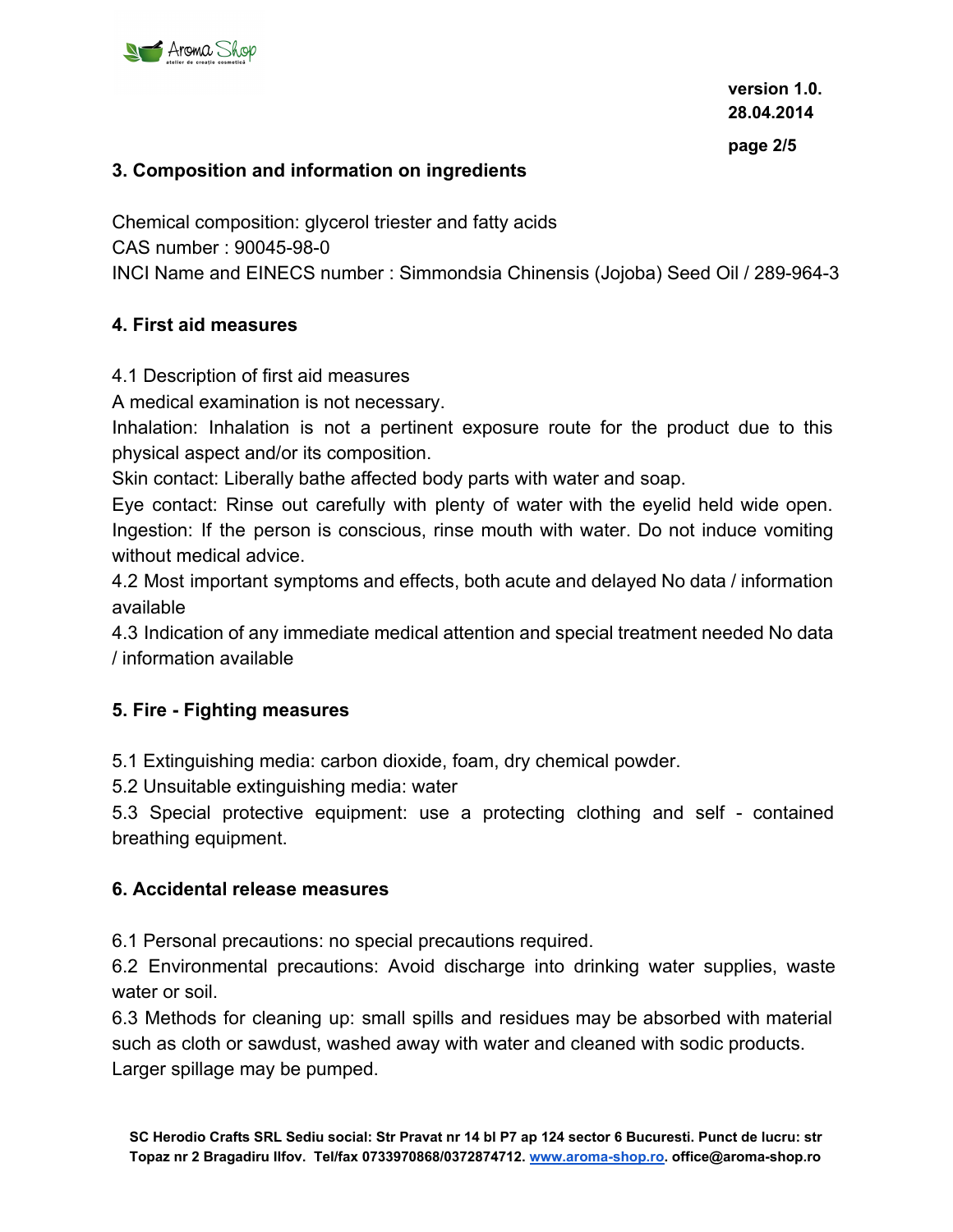## 3. Composition and information on ingredients

Chemical composition: glycerol triester and fatty acids
CAS number : 90045-98-0
INCI Name and EINECS number : Simmondsia Chinensis (Jojoba) Seed Oil / 289-964-3

## 4. First aid measures

4.1 Description of first aid measures
A medical examination is not necessary.
Inhalation: Inhalation is not a pertinent exposure route for the product due to this physical aspect and/or its composition.
Skin contact: Liberally bathe affected body parts with water and soap.
Eye contact: Rinse out carefully with plenty of water with the eyelid held wide open.
Ingestion: If the person is conscious, rinse mouth with water. Do not induce vomiting without medical advice.
4.2 Most important symptoms and effects, both acute and delayed No data / information available
4.3 Indication of any immediate medical attention and special treatment needed No data / information available

## 5. Fire - Fighting measures

5.1 Extinguishing media: carbon dioxide, foam, dry chemical powder.
5.2 Unsuitable extinguishing media: water
5.3 Special protective equipment: use a protecting clothing and self - contained breathing equipment.

## 6. Accidental release measures

6.1 Personal precautions: no special precautions required.
6.2 Environmental precautions: Avoid discharge into drinking water supplies, waste water or soil.
6.3 Methods for cleaning up: small spills and residues may be absorbed with material such as cloth or sawdust, washed away with water and cleaned with sodic products.
Larger spillage may be pumped.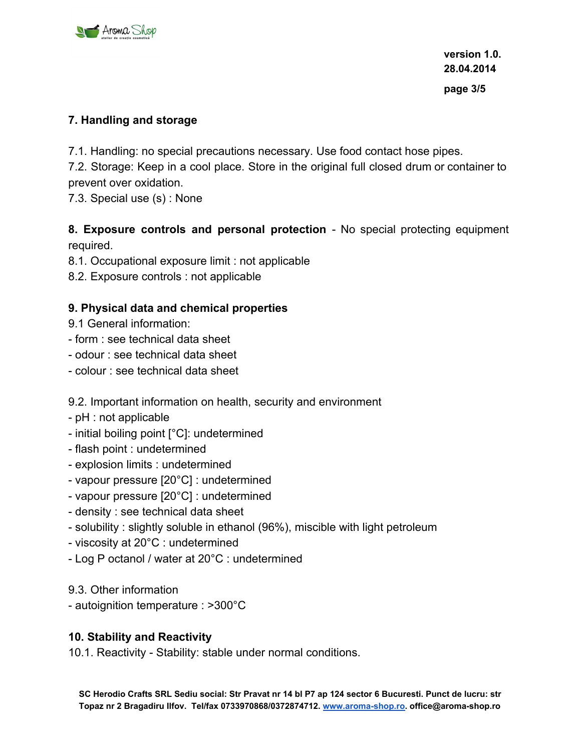## 7. Handling and storage

7.1. Handling: no special precautions necessary. Use food contact hose pipes.
7.2. Storage: Keep in a cool place. Store in the original full closed drum or container to prevent over oxidation.
7.3. Special use (s) : None

## 8. Exposure controls and personal protection - No special protecting equipment required.

8.1. Occupational exposure limit : not applicable
8.2. Exposure controls : not applicable

## 9. Physical data and chemical properties

9.1 General information:
- form : see technical data sheet
- odour : see technical data sheet
- colour : see technical data sheet

9.2. Important information on health, security and environment
- pH : not applicable
- initial boiling point [°C]: undetermined
- flash point : undetermined
- explosion limits : undetermined
- vapour pressure [20°C] : undetermined
- vapour pressure [20°C] : undetermined
- density : see technical data sheet
- solubility : slightly soluble in ethanol (96%), miscible with light petroleum
- viscosity at 20°C : undetermined
- Log P octanol / water at 20°C : undetermined

9.3. Other information
- autoignition temperature : >300°C

## 10. Stability and Reactivity

10.1. Reactivity - Stability: stable under normal conditions.

SC Herodio Crafts SRL Sediu social: Str Pravat nr 14 bl P7 ap 124 sector 6 Bucuresti. Punct de lucru: str Topaz nr 2 Bragadiru Ilfov. Tel/fax 0733970868/0372874712. www.aroma-shop.ro. office@aroma-shop.ro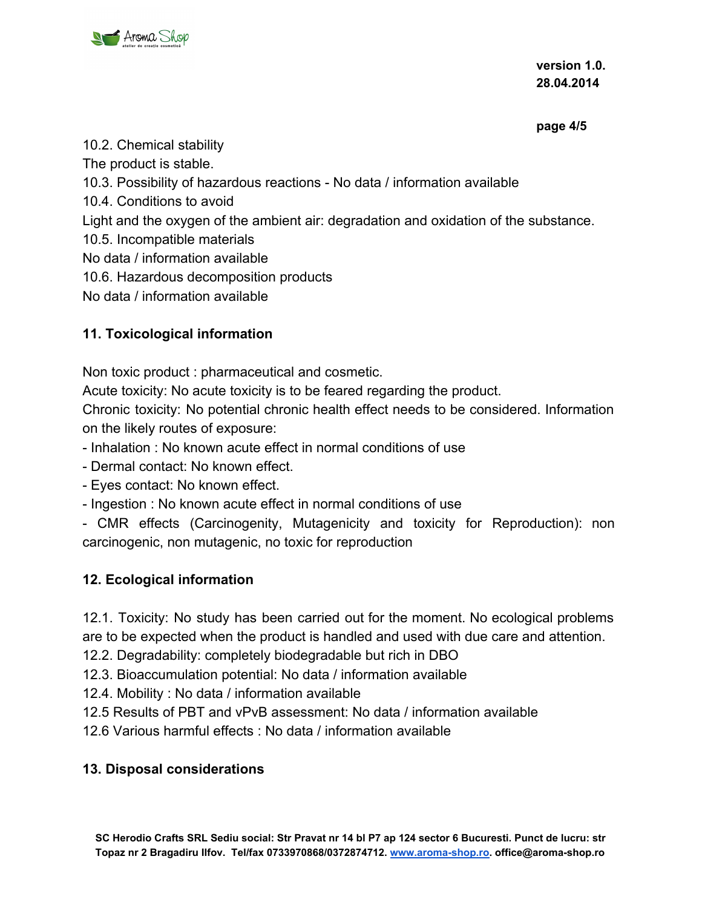10.2. Chemical stability

The product is stable.

10.3. Possibility of hazardous reactions - No data / information available

10.4. Conditions to avoid

Light and the oxygen of the ambient air: degradation and oxidation of the substance.

10.5. Incompatible materials

No data / information available

10.6. Hazardous decomposition products

No data / information available

## 11. Toxicological information

Non toxic product : pharmaceutical and cosmetic.

Acute toxicity: No acute toxicity is to be feared regarding the product.

Chronic toxicity: No potential chronic health effect needs to be considered. Information on the likely routes of exposure:

- Inhalation : No known acute effect in normal conditions of use
- Dermal contact: No known effect.
- Eyes contact: No known effect.
- Ingestion : No known acute effect in normal conditions of use
- CMR effects (Carcinogenity, Mutagenicity and toxicity for Reproduction): non carcinogenic, non mutagenic, no toxic for reproduction

## 12. Ecological information

12.1. Toxicity: No study has been carried out for the moment. No ecological problems are to be expected when the product is handled and used with due care and attention.

12.2. Degradability: completely biodegradable but rich in DBO

12.3. Bioaccumulation potential: No data / information available

12.4. Mobility : No data / information available

12.5 Results of PBT and vPvB assessment: No data / information available

12.6 Various harmful effects : No data / information available

## 13. Disposal considerations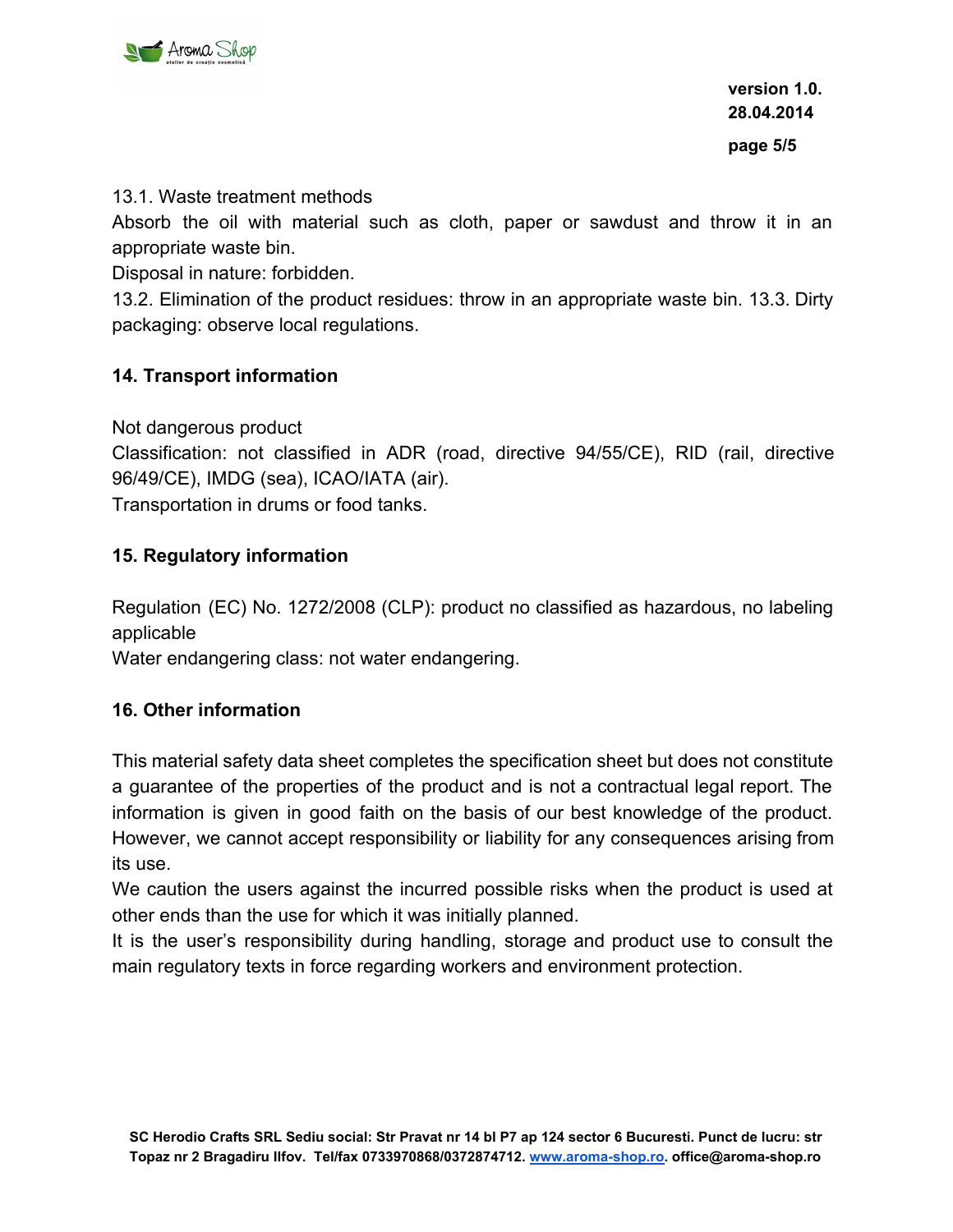13.1. Waste treatment methods

Absorb the oil with material such as cloth, paper or sawdust and throw it in an appropriate waste bin.

Disposal in nature: forbidden.

13.2. Elimination of the product residues: throw in an appropriate waste bin. 13.3. Dirty packaging: observe local regulations.

## 14. Transport information

Not dangerous product

Classification: not classified in ADR (road, directive 94/55/CE), RID (rail, directive 96/49/CE), IMDG (sea), ICAO/IATA (air).

Transportation in drums or food tanks.

## 15. Regulatory information

Regulation (EC) No. 1272/2008 (CLP): product no classified as hazardous, no labeling applicable

Water endangering class: not water endangering.

## 16. Other information

This material safety data sheet completes the specification sheet but does not constitute a guarantee of the properties of the product and is not a contractual legal report. The information is given in good faith on the basis of our best knowledge of the product. However, we cannot accept responsibility or liability for any consequences arising from its use.

We caution the users against the incurred possible risks when the product is used at other ends than the use for which it was initially planned.

It is the user's responsibility during handling, storage and product use to consult the main regulatory texts in force regarding workers and environment protection.